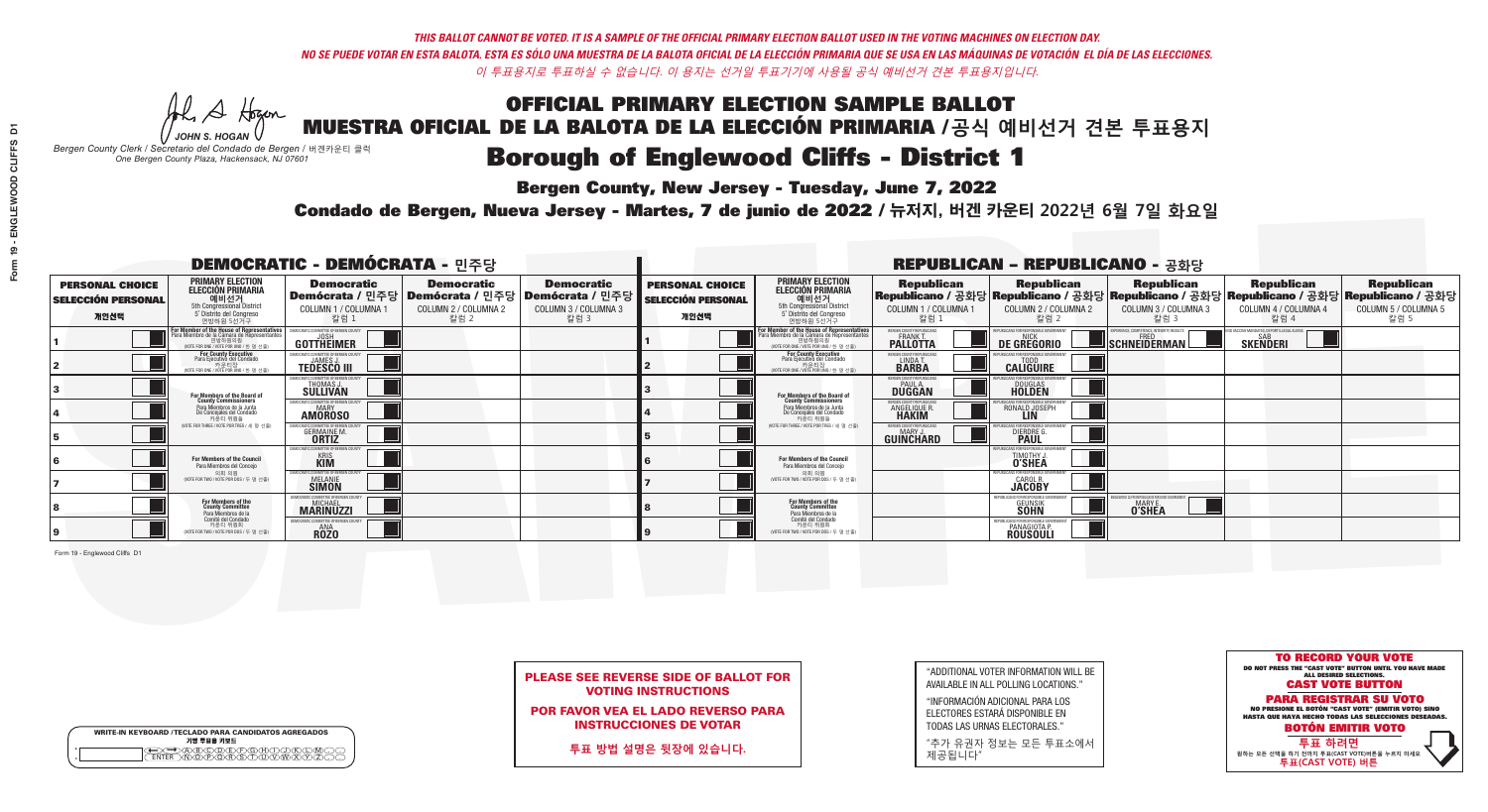*THIS BALLOT CANNOT BE VOTED. IT IS A SAMPLE OF THE OFFICIAL PRIMARY ELECTION BALLOT USED IN THE VOTING MACHINES ON ELECTION DAY.*
*NO SE PUEDE VOTAR EN ESTA BALOTA. ESTA ES SÓLO UNA MUESTRA DE LA BALOTA OFICIAL DE LA ELECCIÓN PRIMARIA QUE SE USA EN LAS MÁQUINAS DE VOTACIÓN EL DÍA DE LAS ELECCIONES.*
*이 투표용지로 투표하실 수 없습니다. 이 용지는 선거일 투표기기에 사용될 공식 예비선거 견본 투표용지입니다.*

JOHN S. HOGAN
*Bergen County Clerk / Secretario del Condado de Bergen / 버겐카운티 클럭*
*One Bergen County Plaza, Hackensack, NJ 07601*

# OFFICIAL PRIMARY ELECTION SAMPLE BALLOT
# MUESTRA OFICIAL DE LA BALOTA DE LA ELECCIÓN PRIMARIA /공식 예비선거 견본 투표용지

## Borough of Englewood Cliffs - District 1

**Bergen County, New Jersey - Tuesday, June 7, 2022**

**Condado de Bergen, Nueva Jersey - Martes, 7 de junio de 2022 / 뉴저지, 버겐 카운티 2022년 6월 7일 화요일**

### DEMOCRATIC - DEMÓCRATA - 민주당

| PERSONAL CHOICE / SELECCIÓN PERSONAL / 개인선택 | PRIMARY ELECTION / ELECCIÓN PRIMARIA / 예비선거 5th Congressional District / 5° Distrito del Congreso / 연방하원 5선거구 | Democratic / Demócrata / 민주당 COLUMN 1 / COLUMNA 1 / 칼럼 1 | Democratic / Demócrata / 민주당 COLUMN 2 / COLUMNA 2 / 칼럼 2 | Democratic / Demócrata / 민주당 COLUMN 3 / COLUMNA 3 / 칼럼 3 |
|---|---|---|---|---|
| 1 | For Member of the House of Representatives / Para Miembro de la Cámara de Representantes / 연방하원의원 (VOTE FOR ONE / VOTE POR UNO / 한 명 선출) | JOSH GOTTHEIMER | | |
| 2 | For County Executive / Para Ejecutivo del Condado / 카운티장 (VOTE FOR ONE / VOTE POR UNO / 한 명 선출) | JAMES J. TEDESCO III | | |
| 3 | For Members of the Board of County Commissioners / Para Miembros de la Junta De Concejales del Condado / 카운티 위원들 (VOTE FOR THREE / VOTE POR TRES / 세 명 선출) | THOMAS J. SULLIVAN | | |
| 4 | | MARY AMOROSO | | |
| 5 | | GERMAINE M. ORTIZ | | |
| 6 | For Members of the Council / Para Miembros del Concejo / 의회 의원 (VOTE FOR TWO / VOTE POR DOS / 두 명 선출) | KRIS KIM | | |
| 7 | | MELANIE SIMON | | |
| 8 | For Members of the County Committee / Para Miembros de la Comité del Condado / 카운티 위원회 (VOTE FOR TWO / VOTE POR DOS / 두 명 선출) | MICHAEL MARINUZZI | | |
| 9 | | ANA ROZO | | |

### REPUBLICAN - REPUBLICANO - 공화당

| PERSONAL CHOICE / SELECCIÓN PERSONAL / 개인선택 | PRIMARY ELECTION / ELECCIÓN PRIMARIA / 예비선거 5th Congressional District / 5° Distrito del Congreso / 연방하원 5선거구 | Republican / Republicano / 공화당 COLUMN 1 / COLUMNA 1 / 칼럼 1 | Republican / Republicano / 공화당 COLUMN 2 / COLUMNA 2 / 칼럼 2 | Republican / Republicano / 공화당 COLUMN 3 / COLUMNA 3 / 칼럼 3 | Republican / Republicano / 공화당 COLUMN 4 / COLUMNA 4 / 칼럼 4 | Republican / Republicano / 공화당 COLUMN 5 / COLUMNA 5 / 칼럼 5 |
|---|---|---|---|---|---|---|
| 1 | For Member of the House of Representatives / Para Miembro de la Cámara de Representantes / 연방하원의원 (VOTE FOR ONE / VOTE POR UNO / 한 명 선출) | FRANK T. PALLOTTA | NICK DE GREGORIO | FRED SCHNEIDERMAN | SAB SKENDERI | |
| 2 | For County Executive / Para Ejecutivo del Condado / 카운티장 (VOTE FOR ONE / VOTE POR UNO / 한 명 선출) | LINDA T. BARBA | TODD CALIGUIRE | | | |
| 3 | For Members of the Board of County Commissioners / Para Miembros de la Junta De Concejales del Condado / 카운티 위원들 (VOTE FOR THREE / VOTE POR TRES / 세 명 선출) | PAUL A. DUGGAN | DOUGLAS HOLDEN | | | |
| 4 | | ANGELIQUE R. HAKIM | RONALD JOSEPH LIN | | | |
| 5 | | MARY J. GUINCHARD | DIERDRE G. PAUL | | | |
| 6 | For Members of the Council / Para Miembros del Concejo / 의회 의원 (VOTE FOR TWO / VOTE POR DOS / 두 명 선출) | | TIMOTHY J. O'SHEA | | | |
| 7 | | | CAROL R. JACOBY | | | |
| 8 | For Members of the County Committee / Para Miembros de la Comité del Condado / 카운티 위원회 (VOTE FOR TWO / VOTE POR DOS / 두 명 선출) | | GEUNSIK SOHN | MARY E. O'SHEA | | |
| 9 | | | PANAGIOTA P. ROUSOULI | | | |

Form 19 - Englewood Cliffs D1

WRITE-IN KEYBOARD /TECLADO PARA CANDIDATOS AGREGADOS
기명 투표용 키보드

**PLEASE SEE REVERSE SIDE OF BALLOT FOR VOTING INSTRUCTIONS**

**POR FAVOR VEA EL LADO REVERSO PARA INSTRUCCIONES DE VOTAR**

**투표 방법 설명은 뒷장에 있습니다.**

"ADDITIONAL VOTER INFORMATION WILL BE AVAILABLE IN ALL POLLING LOCATIONS."

"INFORMACIÓN ADICIONAL PARA LOS ELECTORES ESTARÁ DISPONIBLE EN TODAS LAS URNAS ELECTORALES."

"추가 유권자 정보는 모든 투표소에서 제공됩니다"

**TO RECORD YOUR VOTE**
DO NOT PRESS THE "CAST VOTE" BUTTON UNTIL YOU HAVE MADE ALL DESIRED SELECTIONS.
**CAST VOTE BUTTON**

**PARA REGISTRAR SU VOTO**
NO PRESIONE EL BOTÓN "CAST VOTE" (EMITIR VOTO) SINO HASTA QUE HAYA HECHO TODAS LAS SELECCIONES DESEADAS.
**BOTÓN EMITIR VOTO**

**투표 하려면**
원하는 모든 선택을 하기 전까지 투표(CAST VOTE)버튼을 누르지 마세요
**투표(CAST VOTE) 버튼**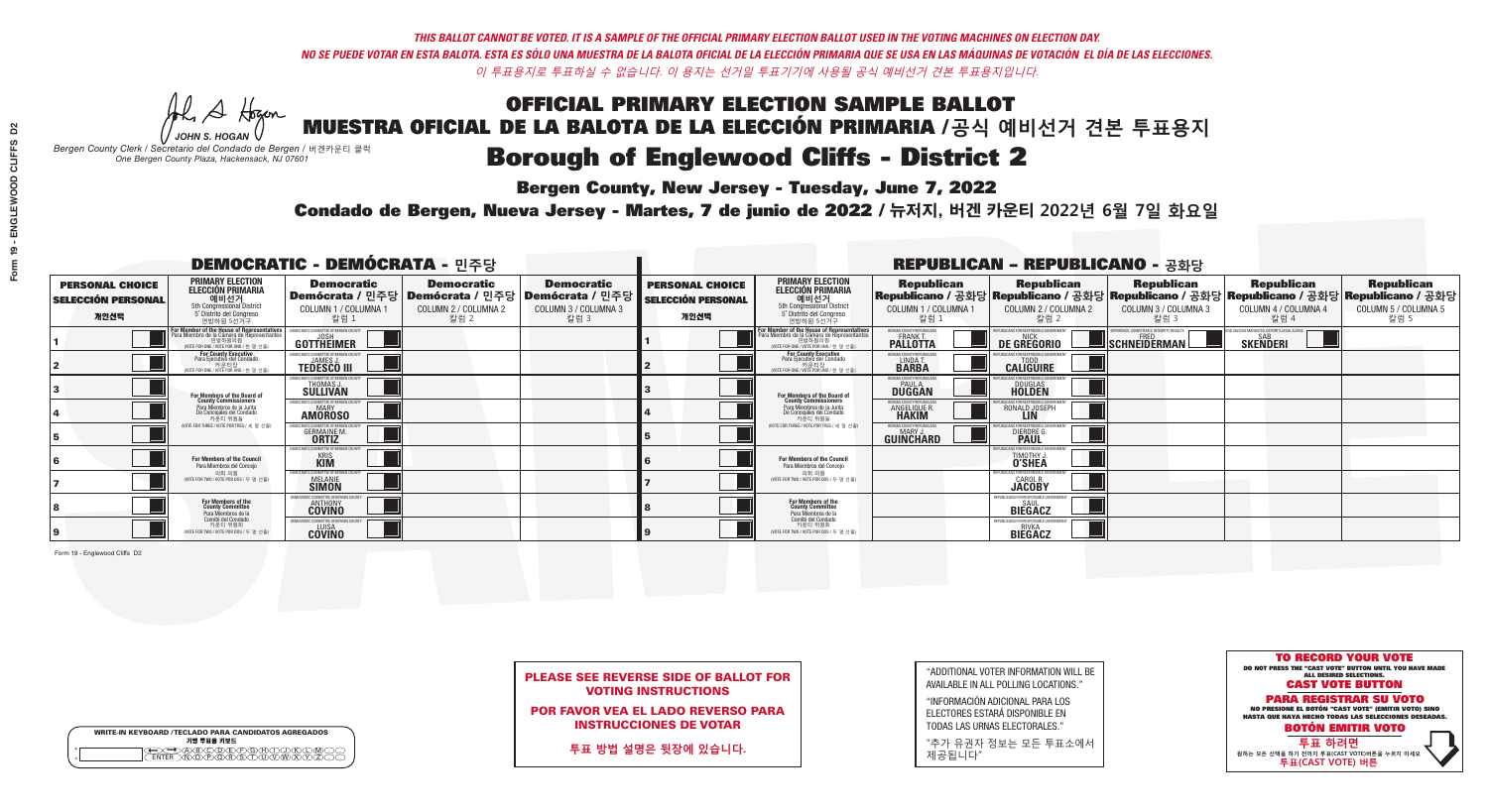*THIS BALLOT CANNOT BE VOTED. IT IS A SAMPLE OF THE OFFICIAL PRIMARY ELECTION BALLOT USED IN THE VOTING MACHINES ON ELECTION DAY.*
*NO SE PUEDE VOTAR EN ESTA BALOTA. ESTA ES SÓLO UNA MUESTRA DE LA BALOTA OFICIAL DE LA ELECCIÓN PRIMARIA QUE SE USA EN LAS MÁQUINAS DE VOTACIÓN EL DÍA DE LAS ELECCIONES.*
*이 투표용지로 투표하실 수 없습니다. 이 용지는 선거일 투표기기에 사용될 공식 예비선거 견본 투표용지입니다.*

JOHN S. HOGAN
*Bergen County Clerk / Secretario del Condado de Bergen / 버겐카운티 클럭*
*One Bergen County Plaza, Hackensack, NJ 07601*

# OFFICIAL PRIMARY ELECTION SAMPLE BALLOT
# MUESTRA OFICIAL DE LA BALOTA DE LA ELECCIÓN PRIMARIA /공식 예비선거 견본 투표용지
# Borough of Englewood Cliffs - District 2

**Bergen County, New Jersey - Tuesday, June 7, 2022**
**Condado de Bergen, Nueva Jersey - Martes, 7 de junio de 2022 / 뉴저지, 버겐 카운티 2022년 6월 7일 화요일**

## DEMOCRATIC - DEMÓCRATA - 민주당

| PERSONAL CHOICE / SELECCIÓN PERSONAL / 개인선택 | PRIMARY ELECTION / ELECCIÓN PRIMARIA / 예비선거 | Democratic / Demócrata / 민주당 COLUMN 1 / COLUMNA 1 / 칼럼 1 | Democratic / Demócrata / 민주당 COLUMN 2 / COLUMNA 2 / 칼럼 2 | Democratic / Demócrata / 민주당 COLUMN 3 / COLUMNA 3 / 칼럼 3 |
|---|---|---|---|---|
| 1 | For Member of the House of Representatives / Para Miembro de la Cámara de Representantes / 연방하원의원 (5th Congressional District) (VOTE FOR ONE / VOTE POR UNO / 한 명 선출) | JOSH GOTTHEIMER | | |
| 2 | For County Executive / Para Ejecutivo del Condado / 카운티장 (VOTE FOR ONE / VOTE POR UNO / 한 명 선출) | JAMES J. TEDESCO III | | |
| 3 | For Members of the Board of County Commissioners / Para Miembros de la Junta De Concejales del Condado / 카운티 위원들 (VOTE FOR THREE / VOTE POR TRES / 세 명 선출) | THOMAS J. SULLIVAN | | |
| 4 | | MARY AMOROSO | | |
| 5 | | GERMAINE M. ORTIZ | | |
| 6 | For Members of the Council / Para Miembros del Concejo / 의회 의원 (VOTE FOR TWO / VOTE POR DOS / 두 명 선출) | KRIS KIM | | |
| 7 | | MELANIE SIMON | | |
| 8 | For Members of the County Committee / Para Miembros de la Comité del Condado / 카운티 위원회 (VOTE FOR TWO / VOTE POR DOS / 두 명 선출) | ANTHONY COVINO | | |
| 9 | | LUISA COVINO | | |

## REPUBLICAN - REPUBLICANO - 공화당

| PERSONAL CHOICE / SELECCIÓN PERSONAL / 개인선택 | PRIMARY ELECTION / ELECCIÓN PRIMARIA / 예비선거 | Republican COLUMN 1 | Republican COLUMN 2 | Republican COLUMN 3 | Republican COLUMN 4 | Republican COLUMN 5 |
|---|---|---|---|---|---|---|
| 1 | For Member of the House of Representatives (5th Congressional District) (VOTE FOR ONE) | FRANK T. PALLOTTA | NICK DE GREGORIO | FRED SCHNEIDERMAN | SAB SKENDERI | |
| 2 | For County Executive (VOTE FOR ONE) | LINDA T. BARBA | TODD CALIGUIRE | | | |
| 3 | For Members of the Board of County Commissioners (VOTE FOR THREE) | PAUL A. DUGGAN | DOUGLAS HOLDEN | | | |
| 4 | | ANGELIQUE R. HAKIM | RONALD JOSEPH LIN | | | |
| 5 | | MARY J. GUINCHARD | DIERDRE G. PAUL | | | |
| 6 | For Members of the Council (VOTE FOR TWO) | | TIMOTHY J. O'SHEA | | | |
| 7 | | | CAROL R. JACOBY | | | |
| 8 | For Members of the County Committee (VOTE FOR TWO) | | SAUL BIEGACZ | | | |
| 9 | | | RIVKA BIEGACZ | | | |

**PLEASE SEE REVERSE SIDE OF BALLOT FOR VOTING INSTRUCTIONS**
**POR FAVOR VEA EL LADO REVERSO PARA INSTRUCCIONES DE VOTAR**
**투표 방법 설명은 뒷장에 있습니다.**

"ADDITIONAL VOTER INFORMATION WILL BE AVAILABLE IN ALL POLLING LOCATIONS."
"INFORMACIÓN ADICIONAL PARA LOS ELECTORES ESTARÁ DISPONIBLE EN TODAS LAS URNAS ELECTORALES."
"추가 유권자 정보는 모든 투표소에서 제공됩니다"

**TO RECORD YOUR VOTE** DO NOT PRESS THE "CAST VOTE" BUTTON UNTIL YOU HAVE MADE ALL DESIRED SELECTIONS. **CAST VOTE BUTTON**
**PARA REGISTRAR SU VOTO** NO PRESIONE EL BOTÓN "CAST VOTE" (EMITIR VOTO) SINO HASTA QUE HAYA HECHO TODAS LAS SELECCIONES DESEADAS. **BOTÓN EMITIR VOTO**
**투표 하려면** 원하는 모든 선택을 하기 전까지 투표(CAST VOTE) 버튼을 누르지 마세요. **투표(CAST VOTE) 버튼**

WRITE-IN KEYBOARD /TECLADO PARA CANDIDATOS AGREGADOS / 기명 투표용 키보드

Form 19 - Englewood Cliffs D2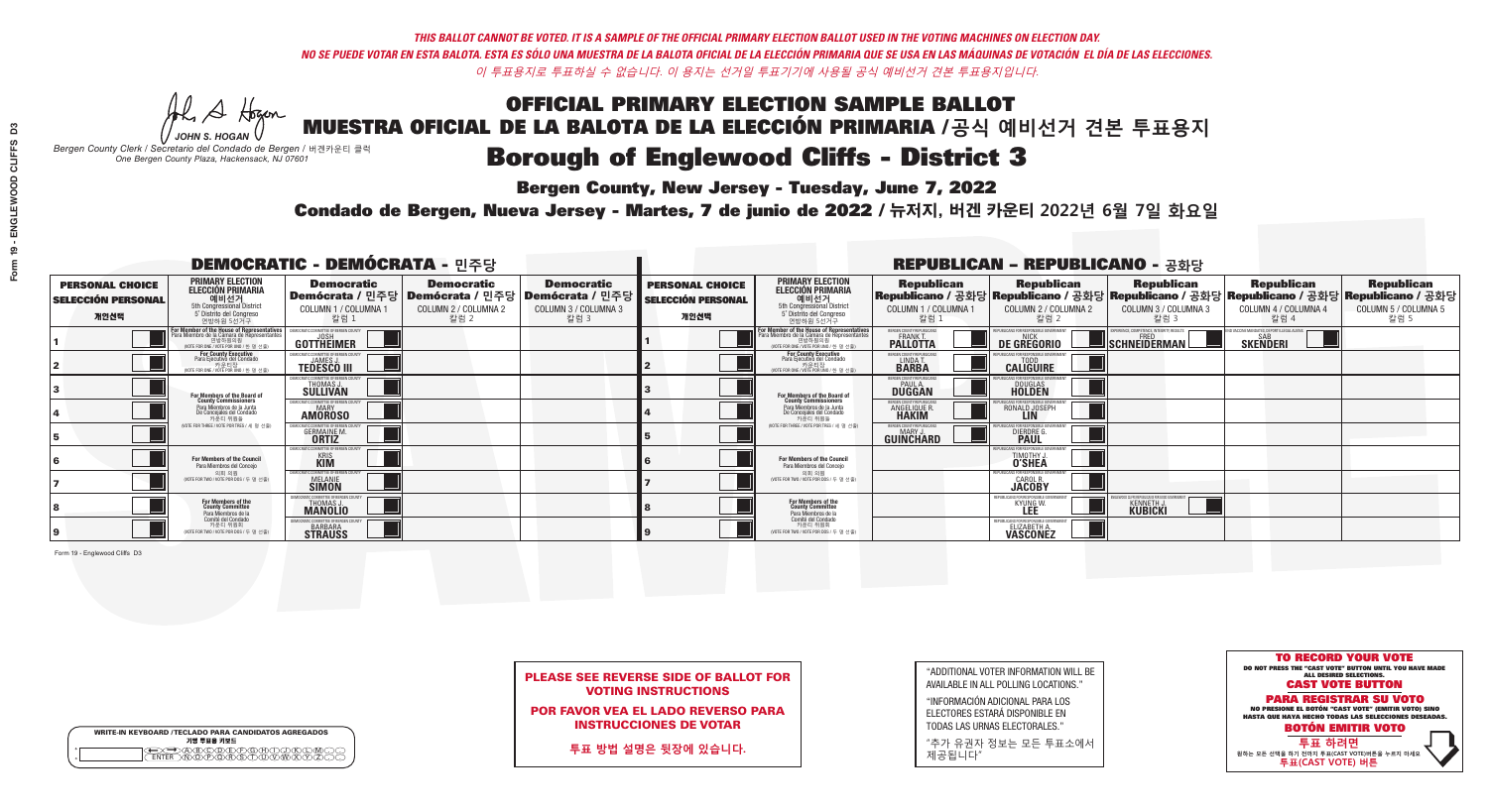*THIS BALLOT CANNOT BE VOTED. IT IS A SAMPLE OF THE OFFICIAL PRIMARY ELECTION BALLOT USED IN THE VOTING MACHINES ON ELECTION DAY.*
*NO SE PUEDE VOTAR EN ESTA BALOTA. ESTA ES SÓLO UNA MUESTRA DE LA BALOTA OFICIAL DE LA ELECCIÓN PRIMARIA QUE SE USA EN LAS MÁQUINAS DE VOTACIÓN EL DÍA DE LAS ELECCIONES.*
*이 투표용지로 투표하실 수 없습니다. 이 용지는 선거일 투표기기에 사용될 공식 예비선거 견본 투표용지입니다.*

JOHN S. HOGAN
*Bergen County Clerk / Secretario del Condado de Bergen / 버겐카운티 클럭*
*One Bergen County Plaza, Hackensack, NJ 07601*

# OFFICIAL PRIMARY ELECTION SAMPLE BALLOT
# MUESTRA OFICIAL DE LA BALOTA DE LA ELECCIÓN PRIMARIA / 공식 예비선거 견본 투표용지
# Borough of Englewood Cliffs - District 3

**Bergen County, New Jersey - Tuesday, June 7, 2022**
**Condado de Bergen, Nueva Jersey - Martes, 7 de junio de 2022 / 뉴저지, 버겐 카운티 2022년 6월 7일 화요일**

## DEMOCRATIC - DEMÓCRATA - 민주당

| PERSONAL CHOICE / SELECCIÓN PERSONAL / 개인선택 | PRIMARY ELECTION / ELECCIÓN PRIMARIA / 예비선거 (5th Congressional District / 5° Distrito del Congreso / 연방하원 5선거구) | Democratic / Demócrata / 민주당 COLUMN 1 / COLUMNA 1 / 칼럼 1 | Democratic / Demócrata / 민주당 COLUMN 2 / COLUMNA 2 / 칼럼 2 | Democratic / Demócrata / 민주당 COLUMN 3 / COLUMNA 3 / 칼럼 3 |
|---|---|---|---|---|
| 1 | For Member of the House of Representatives / Para Miembro de la Cámara de Representantes / 연방하원의원 (VOTE FOR ONE / VOTE POR UNO / 한 명 선출) | JOSH GOTTHEIMER | | |
| 2 | For County Executive / Para Ejecutivo del Condado / 카운티장 (VOTE FOR ONE / VOTE POR UNO / 한 명 선출) | JAMES J. TEDESCO III | | |
| 3 | For Members of the Board of County Commissioners / Para Miembros de la Junta De Concejales del Condado / 카운티 위원들 (VOTE FOR THREE / VOTE POR TRES / 세 명 선출) | THOMAS J. SULLIVAN | | |
| 4 | | MARY AMOROSO | | |
| 5 | | GERMAINE M. ORTIZ | | |
| 6 | For Members of the Council / Para Miembros del Concejo / 의회 의원 (VOTE FOR TWO / VOTE POR DOS / 두 명 선출) | KRIS KIM | | |
| 7 | | MELANIE SIMON | | |
| 8 | For Members of the County Committee / Para Miembros de la Comité del Condado / 카운티 위원회 (VOTE FOR TWO / VOTE POR DOS / 두 명 선출) | THOMAS J. MANOLIO | | |
| 9 | | BARBARA STRAUSS | | |

## REPUBLICAN - REPUBLICANO - 공화당

| PERSONAL CHOICE / SELECCIÓN PERSONAL / 개인선택 | PRIMARY ELECTION / ELECCIÓN PRIMARIA / 예비선거 (5th Congressional District / 5° Distrito del Congreso / 연방하원 5선거구) | Republican / Republicano / 공화당 COLUMN 1 / COLUMNA 1 / 칼럼 1 | Republican / Republicano / 공화당 COLUMN 2 / COLUMNA 2 / 칼럼 2 | Republican / Republicano / 공화당 COLUMN 3 / COLUMNA 3 / 칼럼 3 | Republican / Republicano / 공화당 COLUMN 4 / COLUMNA 4 / 칼럼 4 | Republican / Republicano / 공화당 COLUMN 5 / COLUMNA 5 / 칼럼 5 |
|---|---|---|---|---|---|---|
| 1 | For Member of the House of Representatives / Para Miembro de la Cámara de Representantes / 연방하원의원 (VOTE FOR ONE / VOTE POR UNO / 한 명 선출) | FRANK T. PALLOTTA | NICK DE GREGORIO | FRED SCHNEIDERMAN | SAB SKENDERI | |
| 2 | For County Executive / Para Ejecutivo del Condado / 카운티장 (VOTE FOR ONE / VOTE POR UNO / 한 명 선출) | LINDA T. BARBA | TODD CALIGUIRE | | | |
| 3 | For Members of the Board of County Commissioners / Para Miembros de la Junta De Concejales del Condado / 카운티 위원들 (VOTE FOR THREE / VOTE POR TRES / 세 명 선출) | PAUL A. DUGGAN | DOUGLAS HOLDEN | | | |
| 4 | | ANGELIQUE R. HAKIM | RONALD JOSEPH LIN | | | |
| 5 | | MARY J. GUINCHARD | DIERDRE G. PAUL | | | |
| 6 | For Members of the Council / Para Miembros del Concejo / 의회 의원 (VOTE FOR TWO / VOTE POR DOS / 두 명 선출) | | TIMOTHY J. O'SHEA | | | |
| 7 | | | CAROL R. JACOBY | | | |
| 8 | For Members of the County Committee / Para Miembros de la Comité del Condado / 카운티 위원회 (VOTE FOR TWO / VOTE POR DOS / 두 명 선출) | | KYUNG W. LEE | KENNETH J. KUBICKI | | |
| 9 | | | ELIZABETH A. VASCONEZ | | | |

Form 19 - Englewood Cliffs D3

WRITE-IN KEYBOARD / TECLADO PARA CANDIDATOS AGREGADOS / 기명 투표용 키보드

**PLEASE SEE REVERSE SIDE OF BALLOT FOR VOTING INSTRUCTIONS**

**POR FAVOR VEA EL LADO REVERSO PARA INSTRUCCIONES DE VOTAR**

**투표 방법 설명은 뒷장에 있습니다.**

"ADDITIONAL VOTER INFORMATION WILL BE AVAILABLE IN ALL POLLING LOCATIONS."

"INFORMACIÓN ADICIONAL PARA LOS ELECTORES ESTARÁ DISPONIBLE EN TODAS LAS URNAS ELECTORALES."

"추가 유권자 정보는 모든 투표소에서 제공됩니다"

**TO RECORD YOUR VOTE**
DO NOT PRESS THE "CAST VOTE" BUTTON UNTIL YOU HAVE MADE ALL DESIRED SELECTIONS.
**CAST VOTE BUTTON**
**PARA REGISTRAR SU VOTO**
NO PRESIONE EL BOTÓN "CAST VOTE" (EMITIR VOTO) SINO HASTA QUE HAYA HECHO TODAS LAS SELECCIONES DESEADAS.
**BOTÓN EMITIR VOTO**
**투표 하려면**
원하는 모든 선택을 하기 전까지 투표(CAST VOTE)버튼을 누르지 마세요.
**투표(CAST VOTE) 버튼**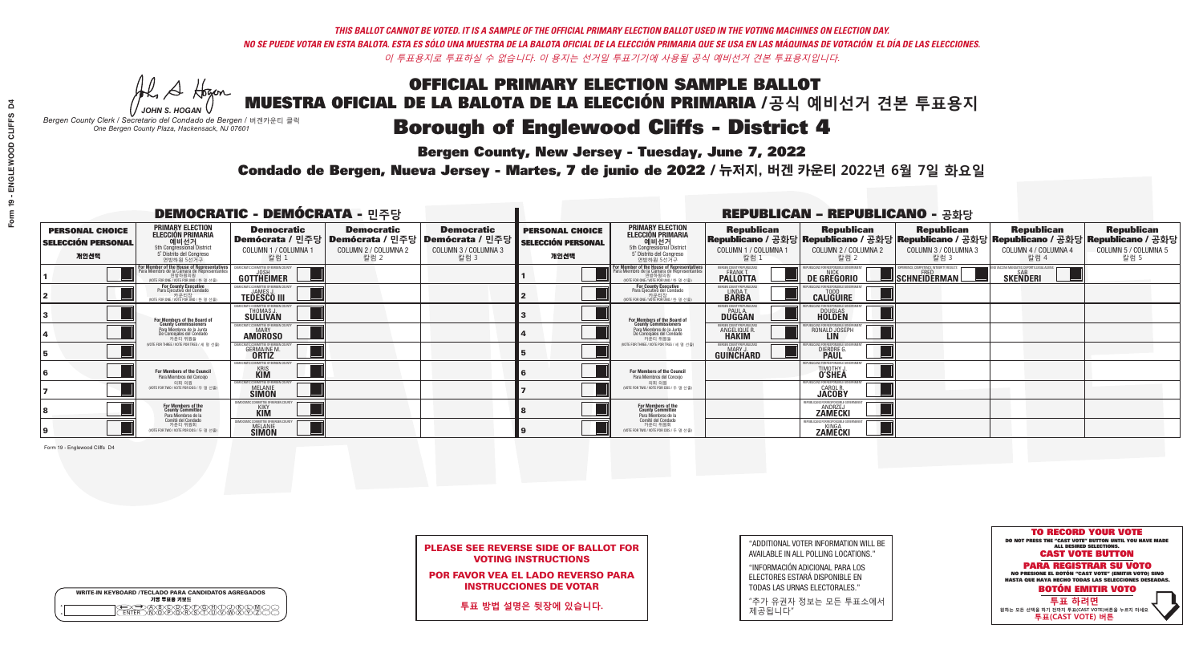*THIS BALLOT CANNOT BE VOTED. IT IS A SAMPLE OF THE OFFICIAL PRIMARY ELECTION BALLOT USED IN THE VOTING MACHINES ON ELECTION DAY.*
*NO SE PUEDE VOTAR EN ESTA BALOTA. ESTA ES SÓLO UNA MUESTRA DE LA BALOTA OFICIAL DE LA ELECCIÓN PRIMARIA QUE SE USA EN LAS MÁQUINAS DE VOTACIÓN EL DÍA DE LAS ELECCIONES.*
*이 투표용지로 투표하실 수 없습니다. 이 용지는 선거일 투표기기에 사용될 공식 예비선거 견본 투표용지입니다.*

JOHN S. HOGAN
*Bergen County Clerk / Secretario del Condado de Bergen / 버겐카운티 클럭*
*One Bergen County Plaza, Hackensack, NJ 07601*

# OFFICIAL PRIMARY ELECTION SAMPLE BALLOT
# MUESTRA OFICIAL DE LA BALOTA DE LA ELECCIÓN PRIMARIA /공식 예비선거 견본 투표용지
# Borough of Englewood Cliffs - District 4

**Bergen County, New Jersey - Tuesday, June 7, 2022**

**Condado de Bergen, Nueva Jersey - Martes, 7 de junio de 2022 / 뉴저지, 버겐 카운티 2022년 6월 7일 화요일**

## DEMOCRATIC - DEMÓCRATA - 민주당

| PERSONAL CHOICE / SELECCIÓN PERSONAL / 개인선택 | PRIMARY ELECTION / ELECCIÓN PRIMARIA / 예비선거 | Democratic / Demócrata / 민주당 COLUMN 1 / COLUMNA 1 / 칼럼 1 | Democratic / Demócrata / 민주당 COLUMN 2 / COLUMNA 2 / 칼럼 2 | Democratic / Demócrata / 민주당 COLUMN 3 / COLUMNA 3 / 칼럼 3 |
|---|---|---|---|---|
| 1 | For Member of the House of Representatives / Para Miembro de la Cámara de Representantes / 연방하원의원 (5th Congressional District / 5° Distrito del Congreso / 연방하원 5선거구) (VOTE FOR ONE / VOTE POR UNO / 한 명 선출) | JOSH GOTTHEIMER | | |
| 2 | For County Executive / Para Ejecutivo del Condado / 카운티장 (VOTE FOR ONE / VOTE POR UNO / 한 명 선출) | JAMES J. TEDESCO III | | |
| 3 | For Members of the Board of County Commissioners / Para Miembros de la Junta De Concejales del Condado / 카운티 위원들 (VOTE FOR THREE / VOTE POR TRES / 세 명 선출) | THOMAS J. SULLIVAN | | |
| 4 | | MARY AMOROSO | | |
| 5 | | GERMAINE M. ORTIZ | | |
| 6 | For Members of the Council / Para Miembros del Concejo / 의회 의원 (VOTE FOR TWO / VOTE POR DOS / 두 명 선출) | KRIS KIM | | |
| 7 | | MELANIE SIMON | | |
| 8 | For Members of the County Committee / Para Miembros de la Comité del Condado / 카운티 위원회 (VOTE FOR TWO / VOTE POR DOS / 두 명 선출) | KIKY KIM | | |
| 9 | | MELANIE SIMON | | |

## REPUBLICAN - REPUBLICANO - 공화당

| PERSONAL CHOICE / SELECCIÓN PERSONAL / 개인선택 | PRIMARY ELECTION / ELECCIÓN PRIMARIA / 예비선거 | Republican / Republicano / 공화당 COLUMN 1 / COLUMNA 1 / 칼럼 1 | Republican / Republicano / 공화당 COLUMN 2 / COLUMNA 2 / 칼럼 2 | Republican / Republicano / 공화당 COLUMN 3 / COLUMNA 3 / 칼럼 3 | Republican / Republicano / 공화당 COLUMN 4 / COLUMNA 4 / 칼럼 4 | Republican / Republicano / 공화당 COLUMN 5 / COLUMNA 5 / 칼럼 5 |
|---|---|---|---|---|---|---|
| 1 | For Member of the House of Representatives / Para Miembro de la Cámara de Representantes / 연방하원의원 (5th Congressional District / 5° Distrito del Congreso / 연방하원 5선거구) (VOTE FOR ONE / VOTE POR UNO / 한 명 선출) | FRANK T. PALLOTTA | NICK DE GREGORIO | FRED SCHNEIDERMAN | SAB SKENDERI | |
| 2 | For County Executive / Para Ejecutivo del Condado / 카운티장 (VOTE FOR ONE / VOTE POR UNO / 한 명 선출) | LINDA T. BARBA | TODD CALIGUIRE | | | |
| 3 | For Members of the Board of County Commissioners / Para Miembros de la Junta De Concejales del Condado / 카운티 위원들 (VOTE FOR THREE / VOTE POR TRES / 세 명 선출) | PAUL A. DUGGAN | DOUGLAS HOLDEN | | | |
| 4 | | ANGELIQUE R. HAKIM | RONALD JOSEPH LIN | | | |
| 5 | | MARY J. GUINCHARD | DIERDRE G. PAUL | | | |
| 6 | For Members of the Council / Para Miembros del Concejo / 의회 의원 (VOTE FOR TWO / VOTE POR DOS / 두 명 선출) | | TIMOTHY J. O'SHEA | | | |
| 7 | | | CAROL R. JACOBY | | | |
| 8 | For Members of the County Committee / Para Miembros de la Comité del Condado / 카운티 위원회 (VOTE FOR TWO / VOTE POR DOS / 두 명 선출) | | ANDRZEJ ZAMECKI | | | |
| 9 | | | KINGA ZAMECKI | | | |

Form 19 - Englewood Cliffs D4

**PLEASE SEE REVERSE SIDE OF BALLOT FOR VOTING INSTRUCTIONS**

**POR FAVOR VEA EL LADO REVERSO PARA INSTRUCCIONES DE VOTAR**

**투표 방법 설명은 뒷장에 있습니다.**

"ADDITIONAL VOTER INFORMATION WILL BE AVAILABLE IN ALL POLLING LOCATIONS."

"INFORMACIÓN ADICIONAL PARA LOS ELECTORES ESTARÁ DISPONIBLE EN TODAS LAS URNAS ELECTORALES."

"추가 유권자 정보는 모든 투표소에서 제공됩니다"

**TO RECORD YOUR VOTE**
DO NOT PRESS THE "CAST VOTE" BUTTON UNTIL YOU HAVE MADE ALL DESIRED SELECTIONS.
**CAST VOTE BUTTON**
**PARA REGISTRAR SU VOTO**
NO PRESIONE EL BOTÓN "CAST VOTE" (EMITIR VOTO) SINO HASTA QUE HAYA HECHO TODAS LAS SELECCIONES DESEADAS.
**BOTÓN EMITIR VOTO**
**투표 하려면**
원하는 모든 선택을 하기 전까지 투표(CAST VOTE)버튼을 누르지 마세요
**투표(CAST VOTE) 버튼**

WRITE-IN KEYBOARD /TECLADO PARA CANDIDATOS AGREGADOS
기명 투표용 키보드